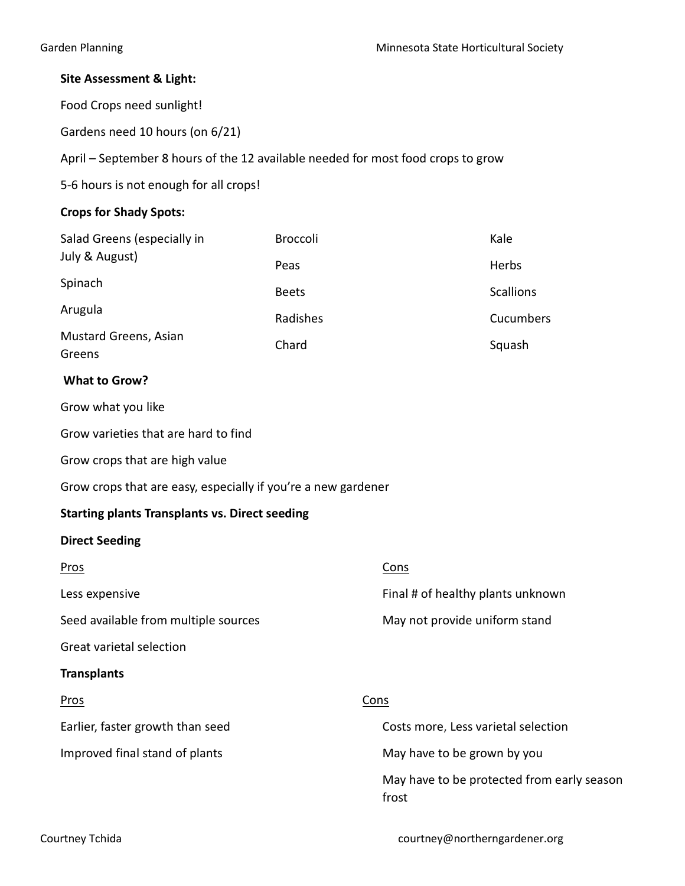### Site Assessment & Light:

Food Crops need sunlight!

Gardens need 10 hours (on 6/21)

April – September 8 hours of the 12 available needed for most food crops to grow

5-6 hours is not enough for all crops!

### Crops for Shady Spots:

| | | |
|---|---|---|
| Salad Greens (especially in July & August) | Broccoli | Kale |
| Spinach | Peas | Herbs |
| Arugula | Beets | Scallions |
| Mustard Greens, Asian Greens | Radishes | Cucumbers |
| | Chard | Squash |

### What to Grow?

Grow what you like

Grow varieties that are hard to find

Grow crops that are high value

Grow crops that are easy, especially if you're a new gardener

### Starting plants Transplants vs. Direct seeding

#### Direct Seeding

| Pros | Cons |
|---|---|
| Less expensive | Final # of healthy plants unknown |
| Seed available from multiple sources | May not provide uniform stand |
| Great varietal selection | |

#### Transplants

| Pros | Cons |
|---|---|
| Earlier, faster growth than seed | Costs more, Less varietal selection |
| Improved final stand of plants | May have to be grown by you |
| | May have to be protected from early season frost |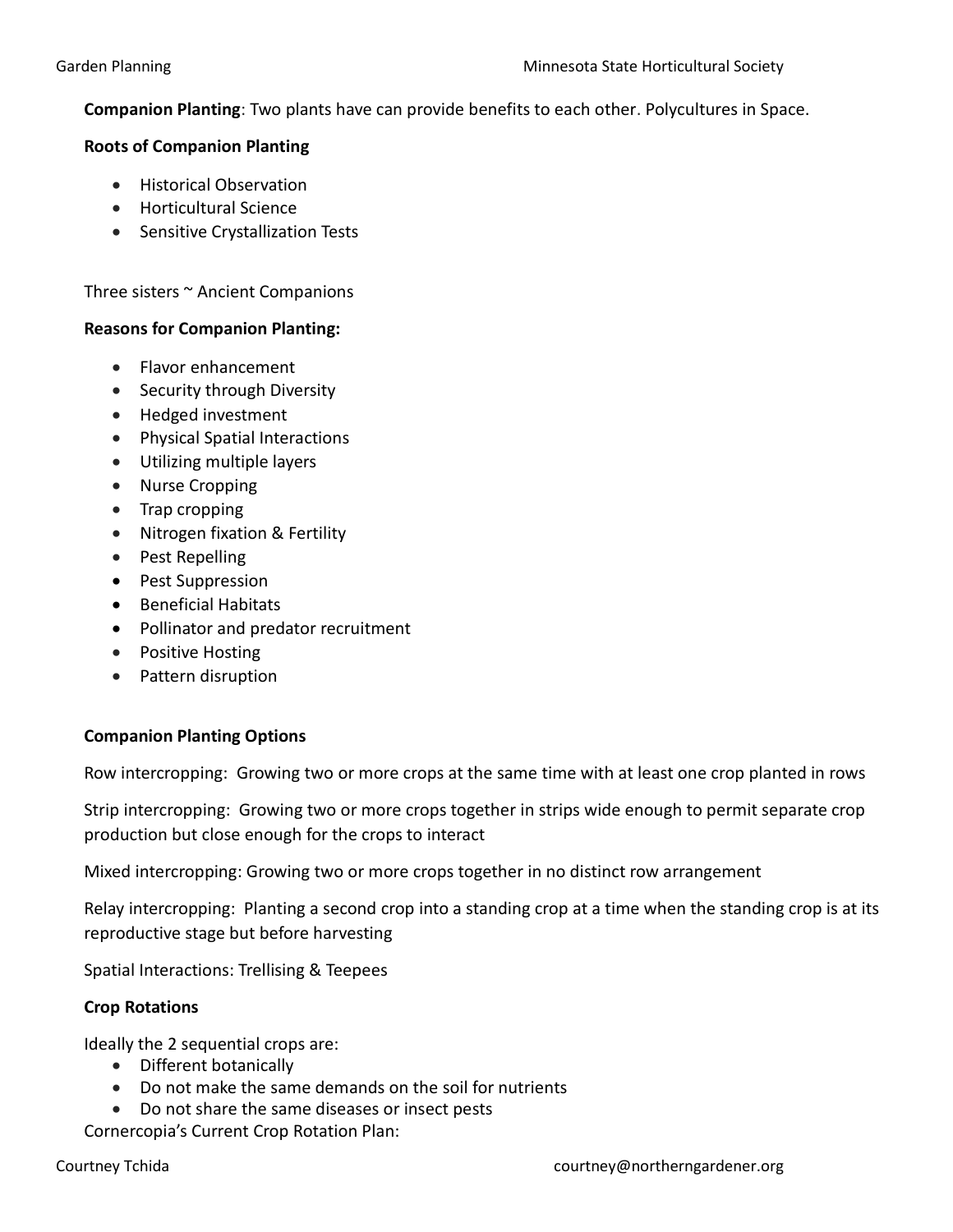**Companion Planting**: Two plants have can provide benefits to each other. Polycultures in Space.

**Roots of Companion Planting**

- Historical Observation
- Horticultural Science
- Sensitive Crystallization Tests

Three sisters ~ Ancient Companions

**Reasons for Companion Planting:**

- Flavor enhancement
- Security through Diversity
- Hedged investment
- Physical Spatial Interactions
- Utilizing multiple layers
- Nurse Cropping
- Trap cropping
- Nitrogen fixation & Fertility
- Pest Repelling
- Pest Suppression
- Beneficial Habitats
- Pollinator and predator recruitment
- Positive Hosting
- Pattern disruption

**Companion Planting Options**

Row intercropping: Growing two or more crops at the same time with at least one crop planted in rows

Strip intercropping: Growing two or more crops together in strips wide enough to permit separate crop production but close enough for the crops to interact

Mixed intercropping: Growing two or more crops together in no distinct row arrangement

Relay intercropping: Planting a second crop into a standing crop at a time when the standing crop is at its reproductive stage but before harvesting

Spatial Interactions: Trellising & Teepees

**Crop Rotations**

Ideally the 2 sequential crops are:

- Different botanically
- Do not make the same demands on the soil for nutrients
- Do not share the same diseases or insect pests

Cornercopia's Current Crop Rotation Plan: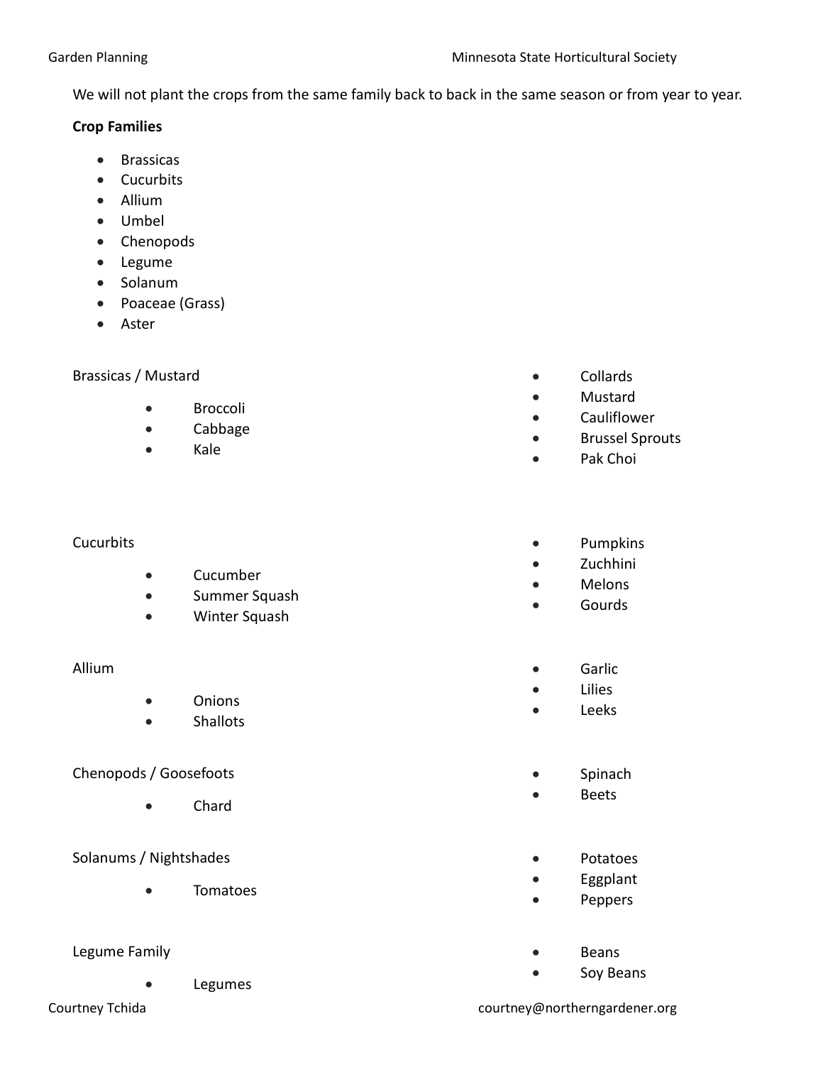We will not plant the crops from the same family back to back in the same season or from year to year.

**Crop Families**

- Brassicas
- Cucurbits
- Allium
- Umbel
- Chenopods
- Legume
- Solanum
- Poaceae (Grass)
- Aster

Brassicas / Mustard

- Broccoli
- Cabbage
- Kale
- Collards
- Mustard
- Cauliflower
- Brussel Sprouts
- Pak Choi

Cucurbits

- Cucumber
- Summer Squash
- Winter Squash
- Pumpkins
- Zuchhini
- Melons
- Gourds

Allium

- Onions
- Shallots
- Garlic
- Lilies
- Leeks

Chenopods / Goosefoots

- Chard
- Spinach
- Beets

Solanums / Nightshades

- Tomatoes
- Potatoes
- Eggplant
- Peppers

Legume Family

- Legumes
- Beans
- Soy Beans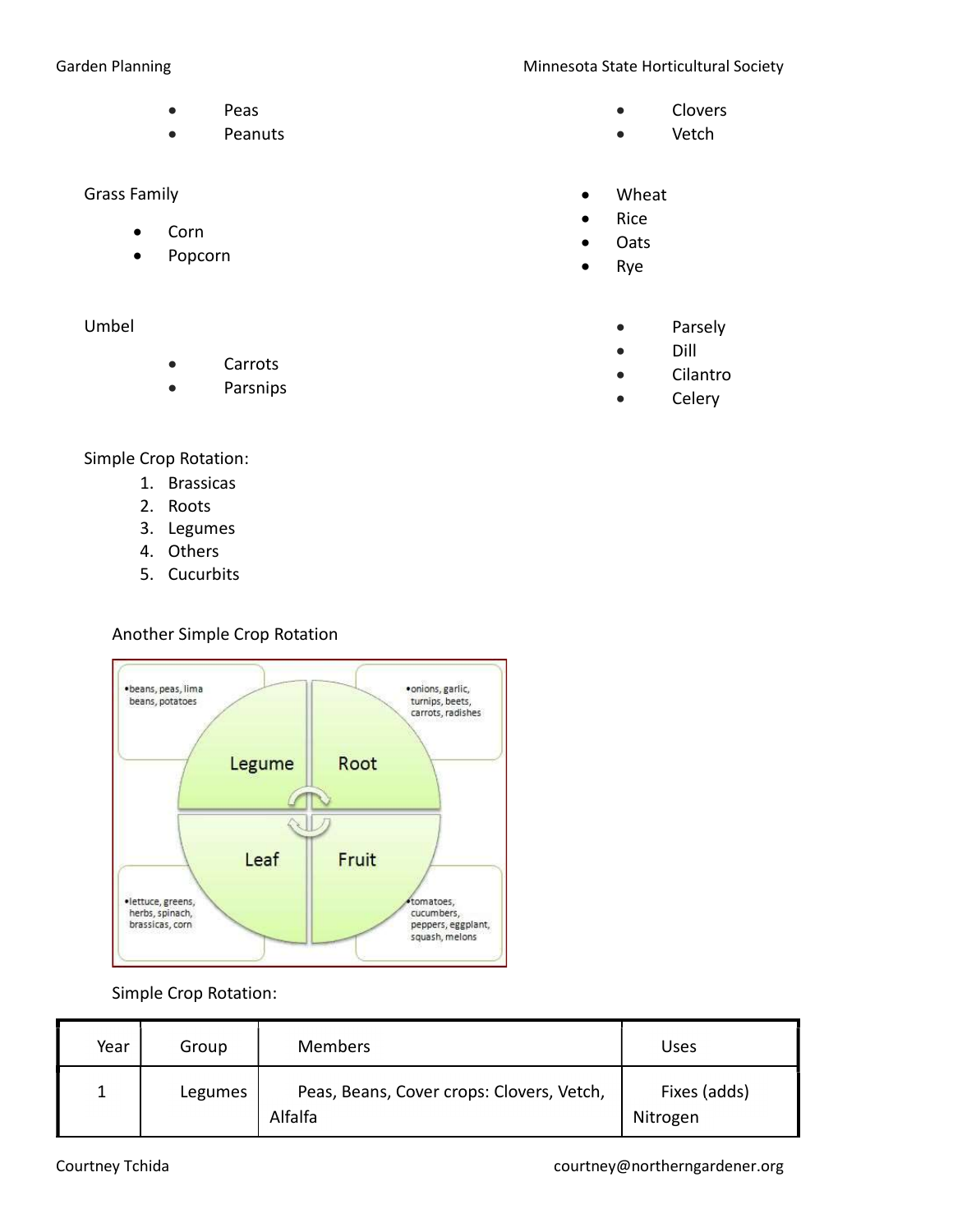- Peas
- Peanuts
- Clovers
- Vetch

Grass Family

- Corn
- Popcorn
- Wheat
- Rice
- Oats
- Rye

Umbel

- Carrots
- Parsnips
- Parsely
- Dill
- Cilantro
- Celery

Simple Crop Rotation:

1. Brassicas
2. Roots
3. Legumes
4. Others
5. Cucurbits

Another Simple Crop Rotation

- Legume: beans, peas, lima beans, potatoes
- Root: onions, garlic, turnips, beets, carrots, radishes
- Fruit: tomatoes, cucumbers, peppers, eggplant, squash, melons
- Leaf: lettuce, greens, herbs, spinach, brassicas, corn

Simple Crop Rotation:

| Year | Group | Members | Uses |
|---|---|---|---|
| 1 | Legumes | Peas, Beans, Cover crops: Clovers, Vetch, Alfalfa | Fixes (adds) Nitrogen |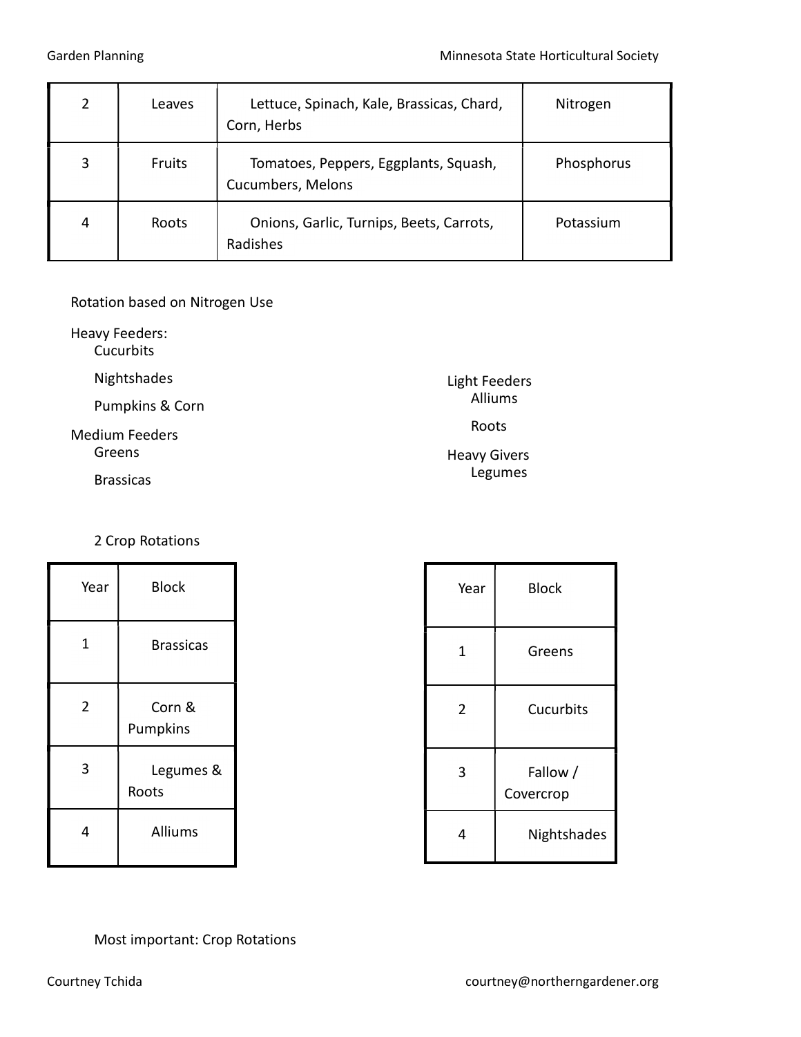| 2 | Leaves | Lettuce, Spinach, Kale, Brassicas, Chard, Corn, Herbs | Nitrogen |
|---|---|---|---|
| 3 | Fruits | Tomatoes, Peppers, Eggplants, Squash, Cucumbers, Melons | Phosphorus |
| 4 | Roots | Onions, Garlic, Turnips, Beets, Carrots, Radishes | Potassium |

Rotation based on Nitrogen Use

Heavy Feeders:
- Cucurbits
- Nightshades
- Pumpkins & Corn

Medium Feeders
- Greens
- Brassicas

Light Feeders
- Alliums
- Roots

Heavy Givers
- Legumes

2 Crop Rotations

| Year | Block |
|---|---|
| 1 | Brassicas |
| 2 | Corn & Pumpkins |
| 3 | Legumes & Roots |
| 4 | Alliums |

| Year | Block |
|---|---|
| 1 | Greens |
| 2 | Cucurbits |
| 3 | Fallow / Covercrop |
| 4 | Nightshades |

Most important: Crop Rotations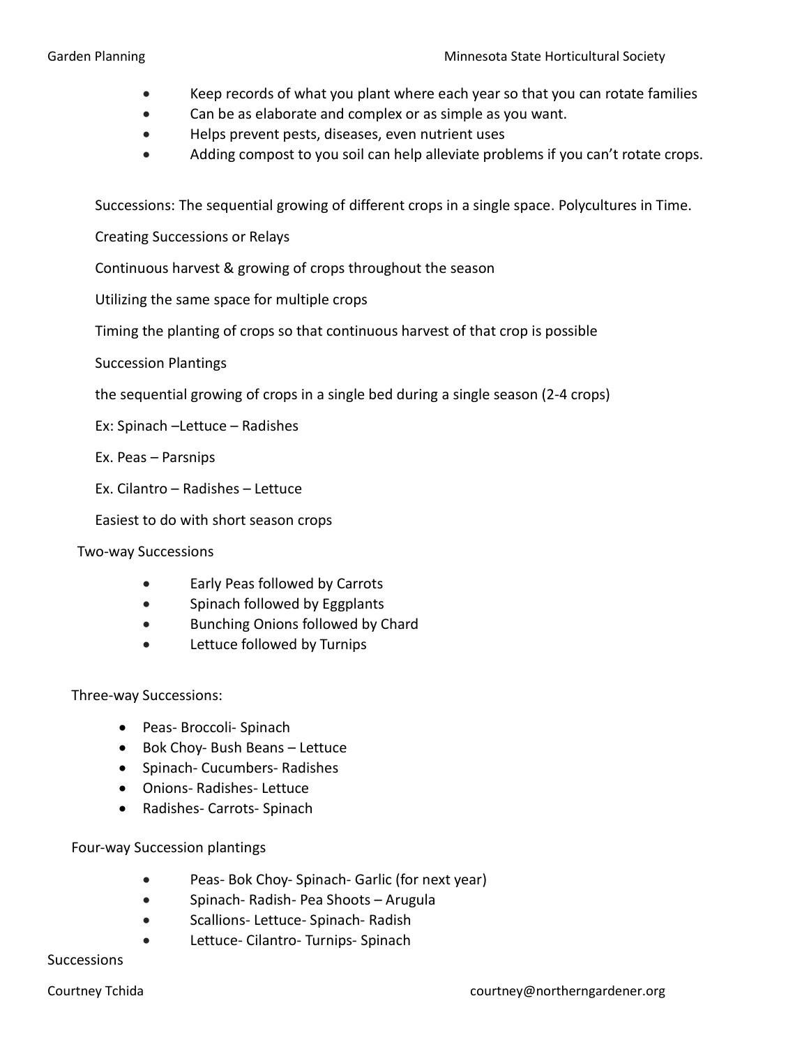- Keep records of what you plant where each year so that you can rotate families
- Can be as elaborate and complex or as simple as you want.
- Helps prevent pests, diseases, even nutrient uses
- Adding compost to you soil can help alleviate problems if you can't rotate crops.

Successions: The sequential growing of different crops in a single space. Polycultures in Time.

Creating Successions or Relays

Continuous harvest & growing of crops throughout the season

Utilizing the same space for multiple crops

Timing the planting of crops so that continuous harvest of that crop is possible

Succession Plantings

the sequential growing of crops in a single bed during a single season (2-4 crops)

Ex: Spinach –Lettuce – Radishes

Ex. Peas – Parsnips

Ex. Cilantro – Radishes – Lettuce

Easiest to do with short season crops

Two-way Successions

- Early Peas followed by Carrots
- Spinach followed by Eggplants
- Bunching Onions followed by Chard
- Lettuce followed by Turnips

Three-way Successions:

- Peas- Broccoli- Spinach
- Bok Choy- Bush Beans – Lettuce
- Spinach- Cucumbers- Radishes
- Onions- Radishes- Lettuce
- Radishes- Carrots- Spinach

Four-way Succession plantings

- Peas- Bok Choy- Spinach- Garlic (for next year)
- Spinach- Radish- Pea Shoots – Arugula
- Scallions- Lettuce- Spinach- Radish
- Lettuce- Cilantro- Turnips- Spinach

Successions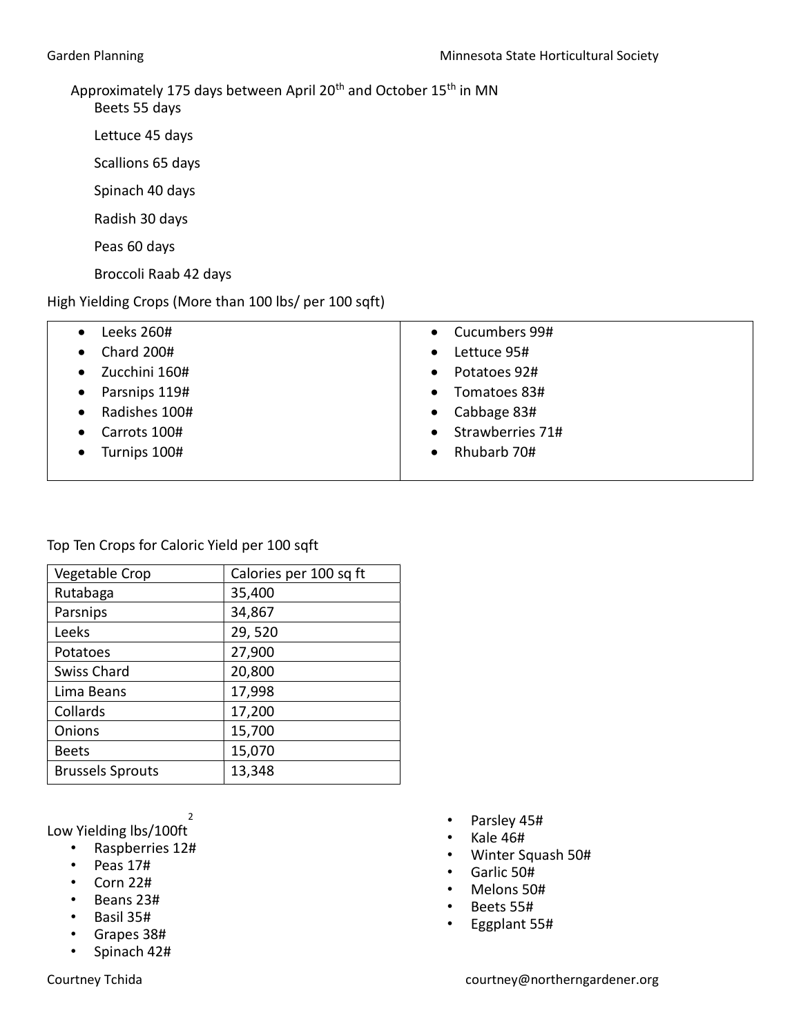Approximately 175 days between April 20th and October 15th in MN

Beets 55 days

Lettuce 45 days

Scallions 65 days

Spinach 40 days

Radish 30 days

Peas 60 days

Broccoli Raab 42 days

High Yielding Crops (More than 100 lbs/ per 100 sqft)

- Leeks 260#
- Chard 200#
- Zucchini 160#
- Parsnips 119#
- Radishes 100#
- Carrots 100#
- Turnips 100#
- Cucumbers 99#
- Lettuce 95#
- Potatoes 92#
- Tomatoes 83#
- Cabbage 83#
- Strawberries 71#
- Rhubarb 70#

Top Ten Crops for Caloric Yield per 100 sqft

| Vegetable Crop | Calories per 100 sq ft |
|---|---|
| Rutabaga | 35,400 |
| Parsnips | 34,867 |
| Leeks | 29, 520 |
| Potatoes | 27,900 |
| Swiss Chard | 20,800 |
| Lima Beans | 17,998 |
| Collards | 17,200 |
| Onions | 15,700 |
| Beets | 15,070 |
| Brussels Sprouts | 13,348 |

Low Yielding lbs/100ft$^2$

- Raspberries 12#
- Peas 17#
- Corn 22#
- Beans 23#
- Basil 35#
- Grapes 38#
- Spinach 42#
- Parsley 45#
- Kale 46#
- Winter Squash 50#
- Garlic 50#
- Melons 50#
- Beets 55#
- Eggplant 55#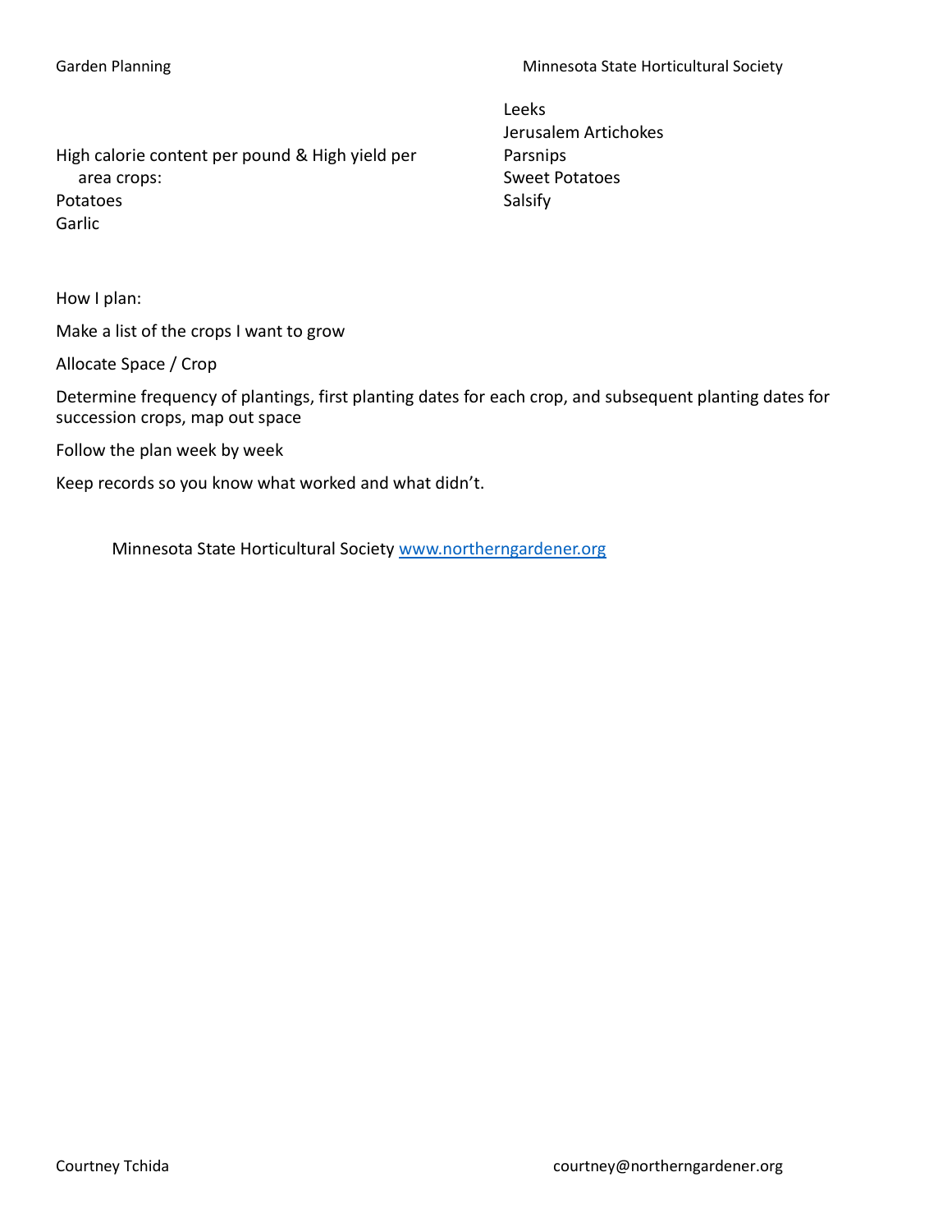High calorie content per pound & High yield per area crops:

Potatoes
Garlic
Leeks
Jerusalem Artichokes
Parsnips
Sweet Potatoes
Salsify

How I plan:

Make a list of the crops I want to grow

Allocate Space / Crop

Determine frequency of plantings, first planting dates for each crop, and subsequent planting dates for succession crops, map out space

Follow the plan week by week

Keep records so you know what worked and what didn't.

Minnesota State Horticultural Society [www.northerngardener.org](http://www.northerngardener.org)